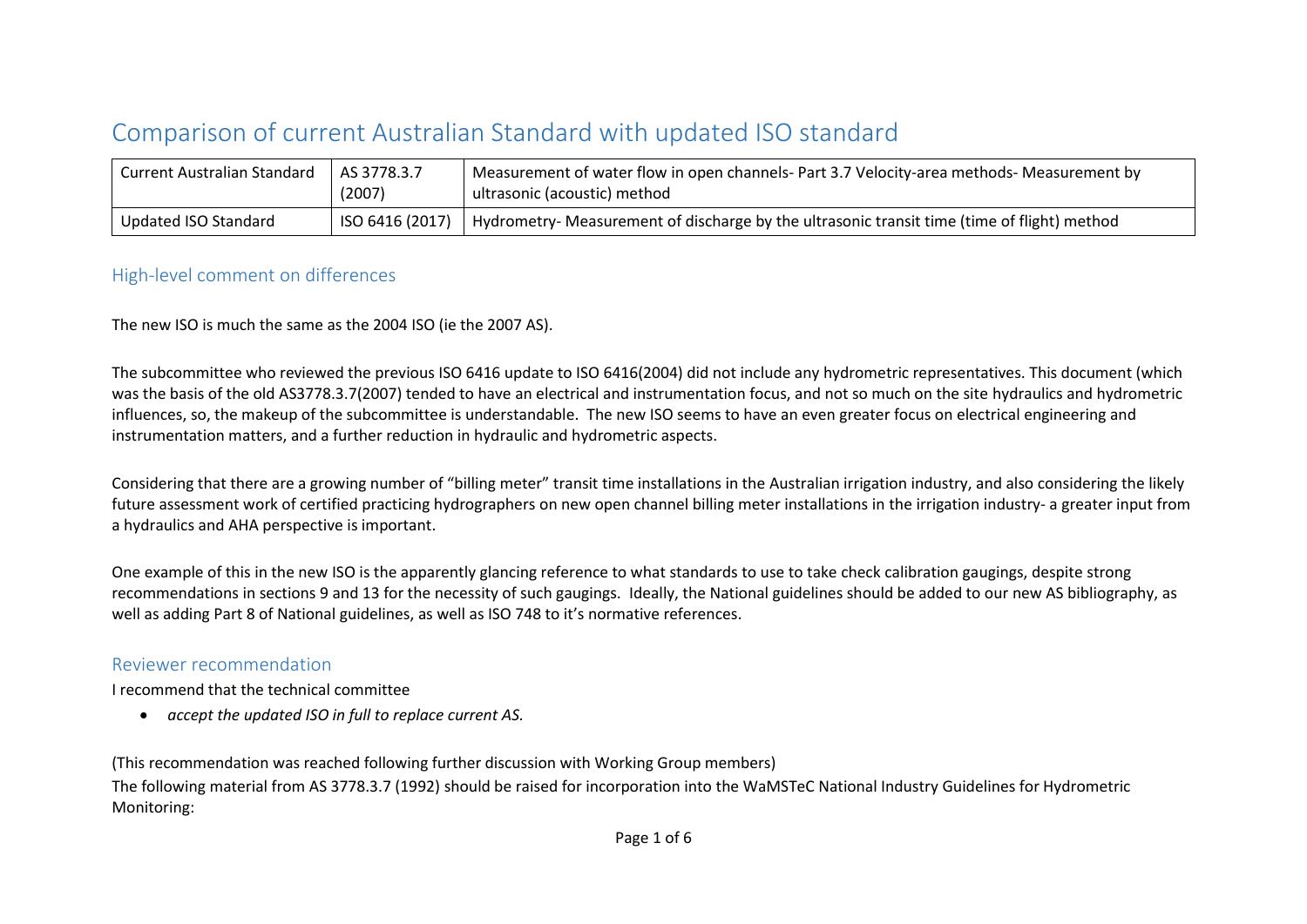# Comparison of current Australian Standard with updated ISO standard

| Current Australian Standard | AS 3778.3.7 (2007) | Measurement of water flow in open channels- Part 3.7 Velocity-area methods- Measurement by ultrasonic (acoustic) method |
|---|---|---|
| Updated ISO Standard | ISO 6416 (2017) | Hydrometry- Measurement of discharge by the ultrasonic transit time (time of flight) method |

## High-level comment on differences

The new ISO is much the same as the 2004 ISO (ie the 2007 AS).

The subcommittee who reviewed the previous ISO 6416 update to ISO 6416(2004) did not include any hydrometric representatives. This document (which was the basis of the old AS3778.3.7(2007) tended to have an electrical and instrumentation focus, and not so much on the site hydraulics and hydrometric influences, so, the makeup of the subcommittee is understandable. The new ISO seems to have an even greater focus on electrical engineering and instrumentation matters, and a further reduction in hydraulic and hydrometric aspects.

Considering that there are a growing number of "billing meter" transit time installations in the Australian irrigation industry, and also considering the likely future assessment work of certified practicing hydrographers on new open channel billing meter installations in the irrigation industry- a greater input from a hydraulics and AHA perspective is important.

One example of this in the new ISO is the apparently glancing reference to what standards to use to take check calibration gaugings, despite strong recommendations in sections 9 and 13 for the necessity of such gaugings. Ideally, the National guidelines should be added to our new AS bibliography, as well as adding Part 8 of National guidelines, as well as ISO 748 to it's normative references.

## Reviewer recommendation

I recommend that the technical committee

- *accept the updated ISO in full to replace current AS.*

(This recommendation was reached following further discussion with Working Group members)

The following material from AS 3778.3.7 (1992) should be raised for incorporation into the WaMSTeC National Industry Guidelines for Hydrometric Monitoring: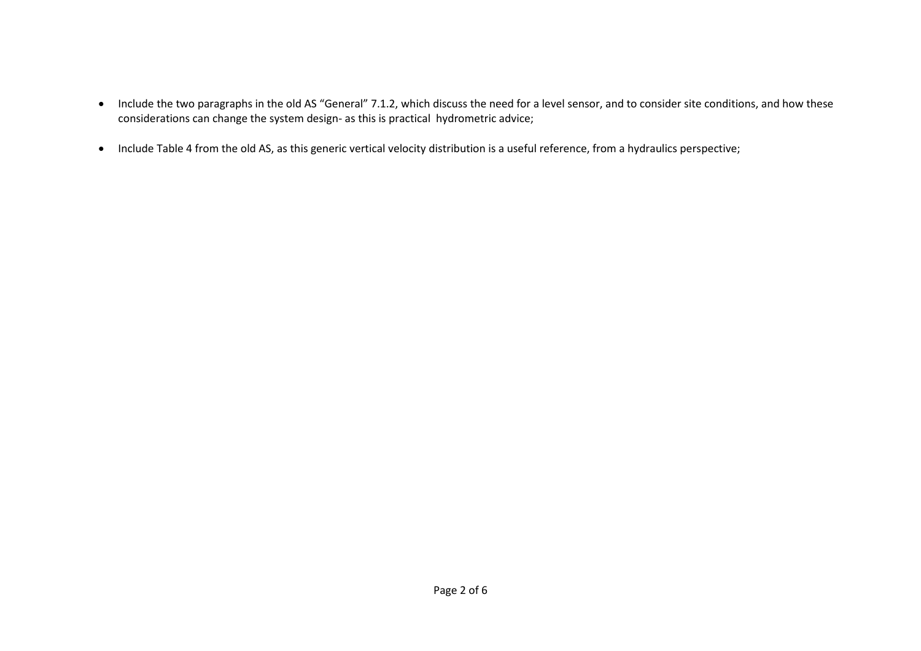- Include the two paragraphs in the old AS “General” 7.1.2, which discuss the need for a level sensor, and to consider site conditions, and how these considerations can change the system design- as this is practical hydrometric advice;

- Include Table 4 from the old AS, as this generic vertical velocity distribution is a useful reference, from a hydraulics perspective;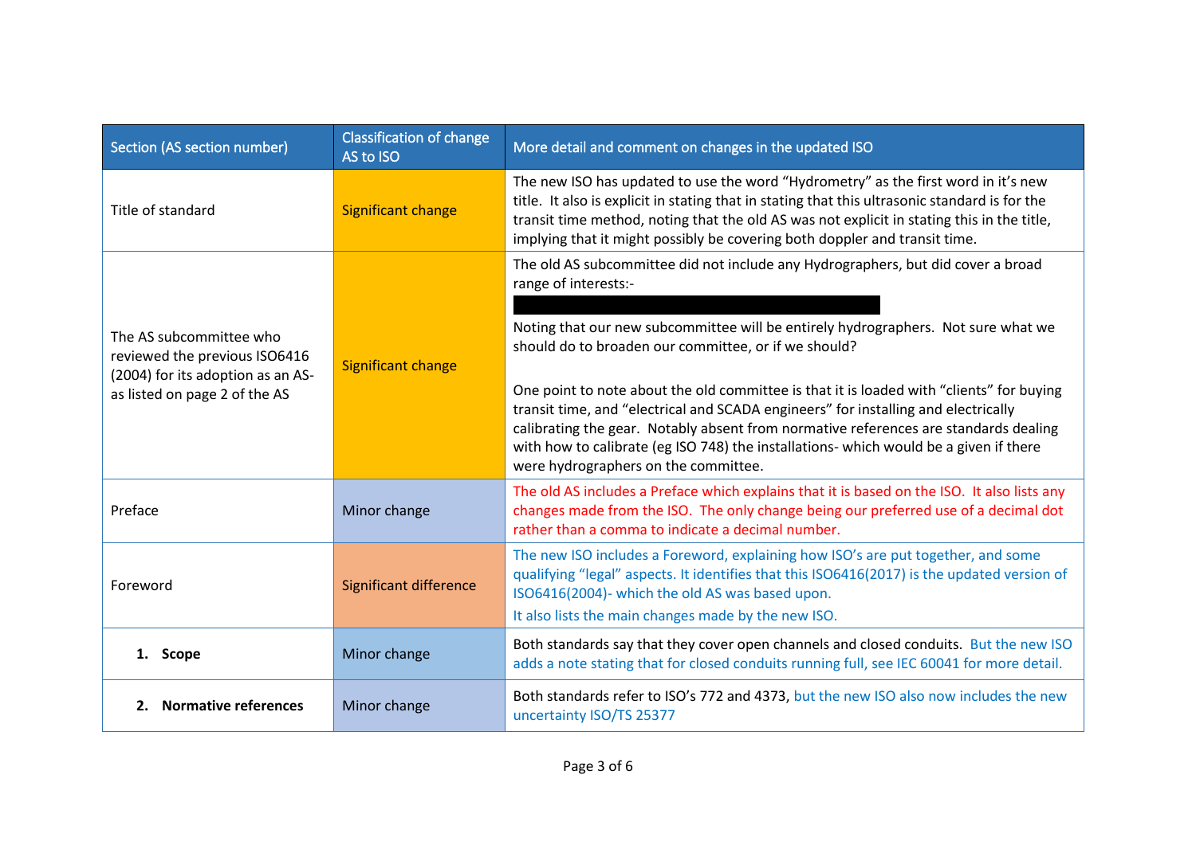| Section (AS section number) | Classification of change AS to ISO | More detail and comment on changes in the updated ISO |
| --- | --- | --- |
| Title of standard | Significant change | The new ISO has updated to use the word "Hydrometry" as the first word in it's new title. It also is explicit in stating that in stating that this ultrasonic standard is for the transit time method, noting that the old AS was not explicit in stating this in the title, implying that it might possibly be covering both doppler and transit time. |
| The AS subcommittee who reviewed the previous ISO6416 (2004) for its adoption as an AS- as listed on page 2 of the AS | Significant change | The old AS subcommittee did not include any Hydrographers, but did cover a broad range of interests:- <br><br> Noting that our new subcommittee will be entirely hydrographers. Not sure what we should do to broaden our committee, or if we should? <br><br> One point to note about the old committee is that it is loaded with "clients" for buying transit time, and "electrical and SCADA engineers" for installing and electrically calibrating the gear. Notably absent from normative references are standards dealing with how to calibrate (eg ISO 748) the installations- which would be a given if there were hydrographers on the committee. |
| Preface | Minor change | The old AS includes a Preface which explains that it is based on the ISO. It also lists any changes made from the ISO. The only change being our preferred use of a decimal dot rather than a comma to indicate a decimal number. |
| Foreword | Significant difference | The new ISO includes a Foreword, explaining how ISO's are put together, and some qualifying "legal" aspects. It identifies that this ISO6416(2017) is the updated version of ISO6416(2004)- which the old AS was based upon. <br> It also lists the main changes made by the new ISO. |
| **1. Scope** | Minor change | Both standards say that they cover open channels and closed conduits. But the new ISO adds a note stating that for closed conduits running full, see IEC 60041 for more detail. |
| **2. Normative references** | Minor change | Both standards refer to ISO's 772 and 4373, but the new ISO also now includes the new uncertainty ISO/TS 25377 |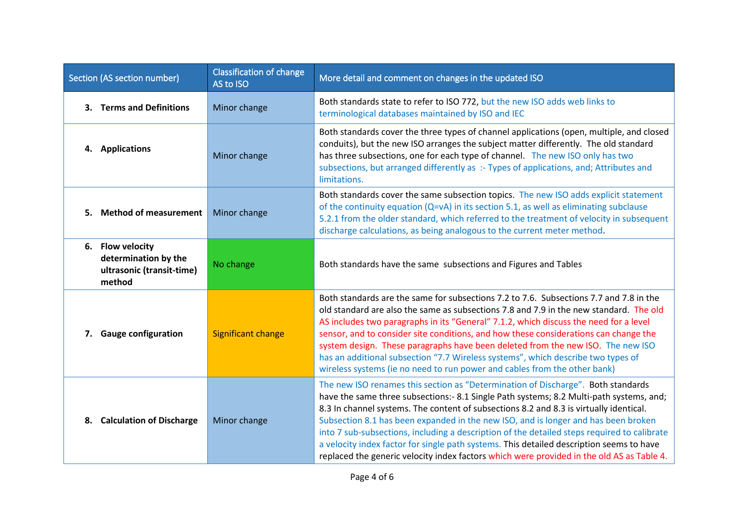| Section (AS section number) | Classification of change AS to ISO | More detail and comment on changes in the updated ISO |
|---|---|---|
| **3. Terms and Definitions** | Minor change | Both standards state to refer to ISO 772, but the new ISO adds web links to terminological databases maintained by ISO and IEC |
| **4. Applications** | Minor change | Both standards cover the three types of channel applications (open, multiple, and closed conduits), but the new ISO arranges the subject matter differently. The old standard has three subsections, one for each type of channel. The new ISO only has two subsections, but arranged differently as :- Types of applications, and; Attributes and limitations. |
| **5. Method of measurement** | Minor change | Both standards cover the same subsection topics. The new ISO adds explicit statement of the continuity equation (Q=vA) in its section 5.1, as well as eliminating subclause 5.2.1 from the older standard, which referred to the treatment of velocity in subsequent discharge calculations, as being analogous to the current meter method. |
| **6. Flow velocity determination by the ultrasonic (transit-time) method** | No change | Both standards have the same subsections and Figures and Tables |
| **7. Gauge configuration** | Significant change | Both standards are the same for subsections 7.2 to 7.6. Subsections 7.7 and 7.8 in the old standard are also the same as subsections 7.8 and 7.9 in the new standard. The old AS includes two paragraphs in its "General" 7.1.2, which discuss the need for a level sensor, and to consider site conditions, and how these considerations can change the system design. These paragraphs have been deleted from the new ISO. The new ISO has an additional subsection "7.7 Wireless systems", which describe two types of wireless systems (ie no need to run power and cables from the other bank) |
| **8. Calculation of Discharge** | Minor change | The new ISO renames this section as "Determination of Discharge". Both standards have the same three subsections:- 8.1 Single Path systems; 8.2 Multi-path systems, and; 8.3 In channel systems. The content of subsections 8.2 and 8.3 is virtually identical. Subsection 8.1 has been expanded in the new ISO, and is longer and has been broken into 7 sub-subsections, including a description of the detailed steps required to calibrate a velocity index factor for single path systems. This detailed description seems to have replaced the generic velocity index factors which were provided in the old AS as Table 4. |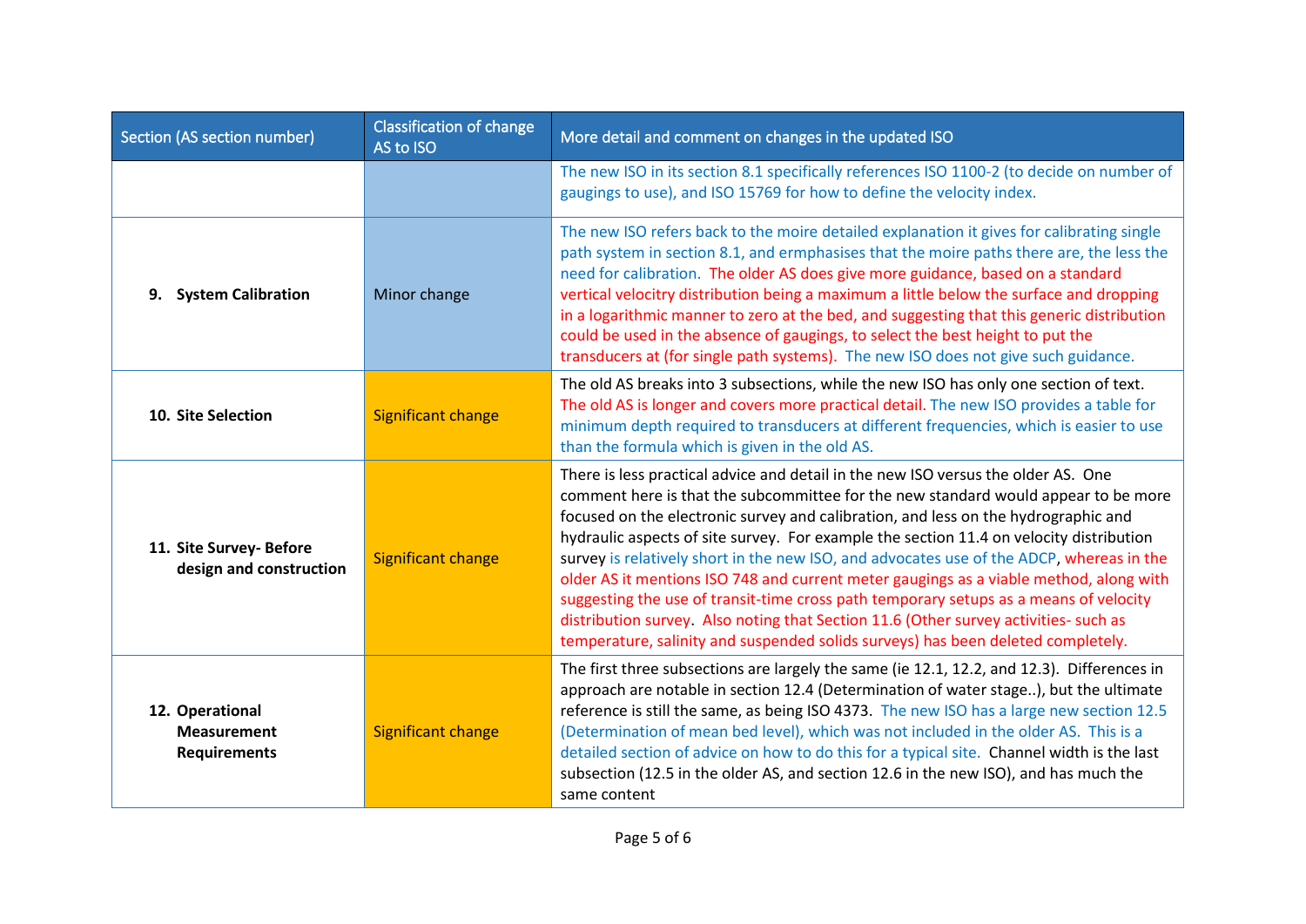| Section (AS section number) | Classification of change AS to ISO | More detail and comment on changes in the updated ISO |
| --- | --- | --- |
| | | The new ISO in its section 8.1 specifically references ISO 1100-2 (to decide on number of gaugings to use), and ISO 15769 for how to define the velocity index. |
| **9. System Calibration** | Minor change | The new ISO refers back to the moire detailed explanation it gives for calibrating single path system in section 8.1, and ermphasises that the moire paths there are, the less the need for calibration. The older AS does give more guidance, based on a standard vertical velocitry distribution being a maximum a little below the surface and dropping in a logarithmic manner to zero at the bed, and suggesting that this generic distribution could be used in the absence of gaugings, to select the best height to put the transducers at (for single path systems). The new ISO does not give such guidance. |
| **10. Site Selection** | Significant change | The old AS breaks into 3 subsections, while the new ISO has only one section of text. The old AS is longer and covers more practical detail. The new ISO provides a table for minimum depth required to transducers at different frequencies, which is easier to use than the formula which is given in the old AS. |
| **11. Site Survey- Before design and construction** | Significant change | There is less practical advice and detail in the new ISO versus the older AS. One comment here is that the subcommittee for the new standard would appear to be more focused on the electronic survey and calibration, and less on the hydrographic and hydraulic aspects of site survey. For example the section 11.4 on velocity distribution survey is relatively short in the new ISO, and advocates use of the ADCP, whereas in the older AS it mentions ISO 748 and current meter gaugings as a viable method, along with suggesting the use of transit-time cross path temporary setups as a means of velocity distribution survey. Also noting that Section 11.6 (Other survey activities- such as temperature, salinity and suspended solids surveys) has been deleted completely. |
| **12. Operational Measurement Requirements** | Significant change | The first three subsections are largely the same (ie 12.1, 12.2, and 12.3). Differences in approach are notable in section 12.4 (Determination of water stage..), but the ultimate reference is still the same, as being ISO 4373. The new ISO has a large new section 12.5 (Determination of mean bed level), which was not included in the older AS. This is a detailed section of advice on how to do this for a typical site. Channel width is the last subsection (12.5 in the older AS, and section 12.6 in the new ISO), and has much the same content |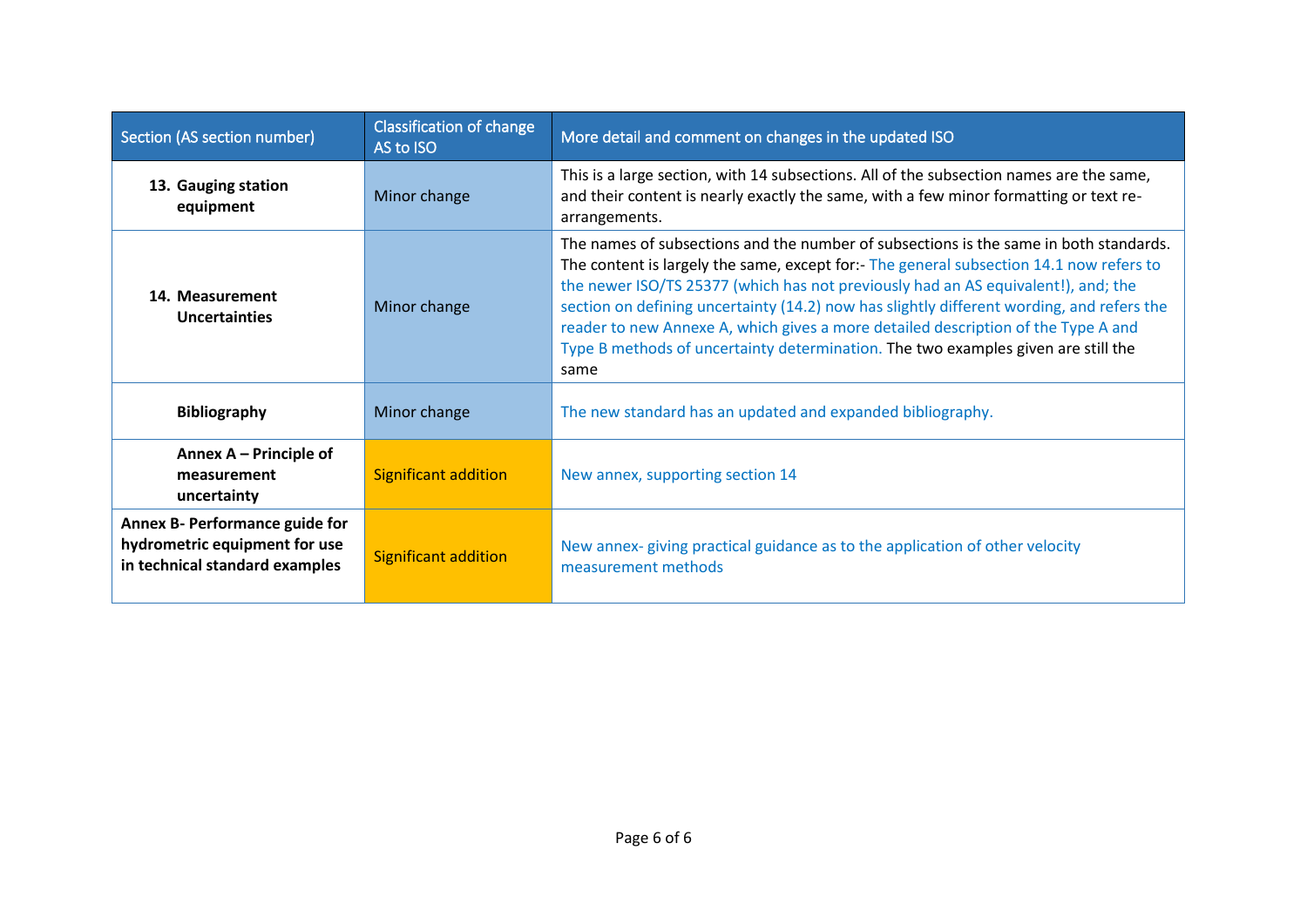| Section (AS section number) | Classification of change AS to ISO | More detail and comment on changes in the updated ISO |
|---|---|---|
| **13. Gauging station equipment** | Minor change | This is a large section, with 14 subsections. All of the subsection names are the same, and their content is nearly exactly the same, with a few minor formatting or text re-arrangements. |
| **14. Measurement Uncertainties** | Minor change | The names of subsections and the number of subsections is the same in both standards. The content is largely the same, except for:- The general subsection 14.1 now refers to the newer ISO/TS 25377 (which has not previously had an AS equivalent!), and; the section on defining uncertainty (14.2) now has slightly different wording, and refers the reader to new Annexe A, which gives a more detailed description of the Type A and Type B methods of uncertainty determination. The two examples given are still the same |
| **Bibliography** | Minor change | The new standard has an updated and expanded bibliography. |
| **Annex A – Principle of measurement uncertainty** | Significant addition | New annex, supporting section 14 |
| **Annex B- Performance guide for hydrometric equipment for use in technical standard examples** | Significant addition | New annex- giving practical guidance as to the application of other velocity measurement methods |